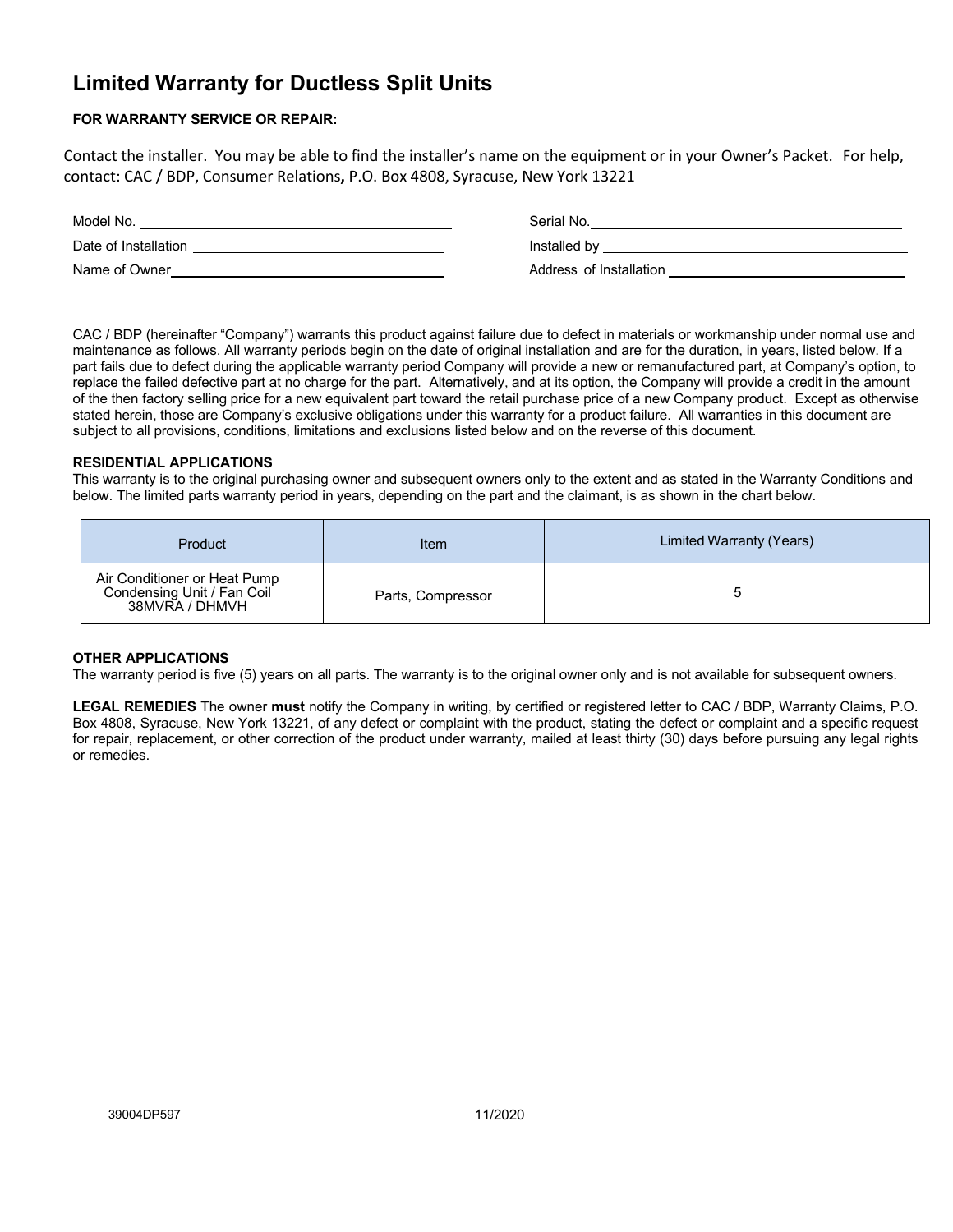# Limited Warranty for Ductless Split Units

**FOR WARRANTY SERVICE OR REPAIR:**

Contact the installer. You may be able to find the installer's name on the equipment or in your Owner's Packet. For help, contact: CAC / BDP, Consumer Relations**,** P.O. Box 4808, Syracuse, New York 13221

| | |
|---|---|
| Model No. ________________ | Serial No. ________________ |
| Date of Installation ________________ | Installed by ________________ |
| Name of Owner ________________ | Address of Installation ________________ |

CAC / BDP (hereinafter "Company") warrants this product against failure due to defect in materials or workmanship under normal use and maintenance as follows. All warranty periods begin on the date of original installation and are for the duration, in years, listed below. If a part fails due to defect during the applicable warranty period Company will provide a new or remanufactured part, at Company's option, to replace the failed defective part at no charge for the part. Alternatively, and at its option, the Company will provide a credit in the amount of the then factory selling price for a new equivalent part toward the retail purchase price of a new Company product. Except as otherwise stated herein, those are Company's exclusive obligations under this warranty for a product failure. All warranties in this document are subject to all provisions, conditions, limitations and exclusions listed below and on the reverse of this document.

**RESIDENTIAL APPLICATIONS**

This warranty is to the original purchasing owner and subsequent owners only to the extent and as stated in the Warranty Conditions and below. The limited parts warranty period in years, depending on the part and the claimant, is as shown in the chart below.

| Product | Item | Limited Warranty (Years) |
|---|---|---|
| Air Conditioner or Heat Pump Condensing Unit / Fan Coil 38MVRA / DHMVH | Parts, Compressor | 5 |

**OTHER APPLICATIONS**

The warranty period is five (5) years on all parts. The warranty is to the original owner only and is not available for subsequent owners.

**LEGAL REMEDIES** The owner **must** notify the Company in writing, by certified or registered letter to CAC / BDP, Warranty Claims, P.O. Box 4808, Syracuse, New York 13221, of any defect or complaint with the product, stating the defect or complaint and a specific request for repair, replacement, or other correction of the product under warranty, mailed at least thirty (30) days before pursuing any legal rights or remedies.

39004DP597 11/2020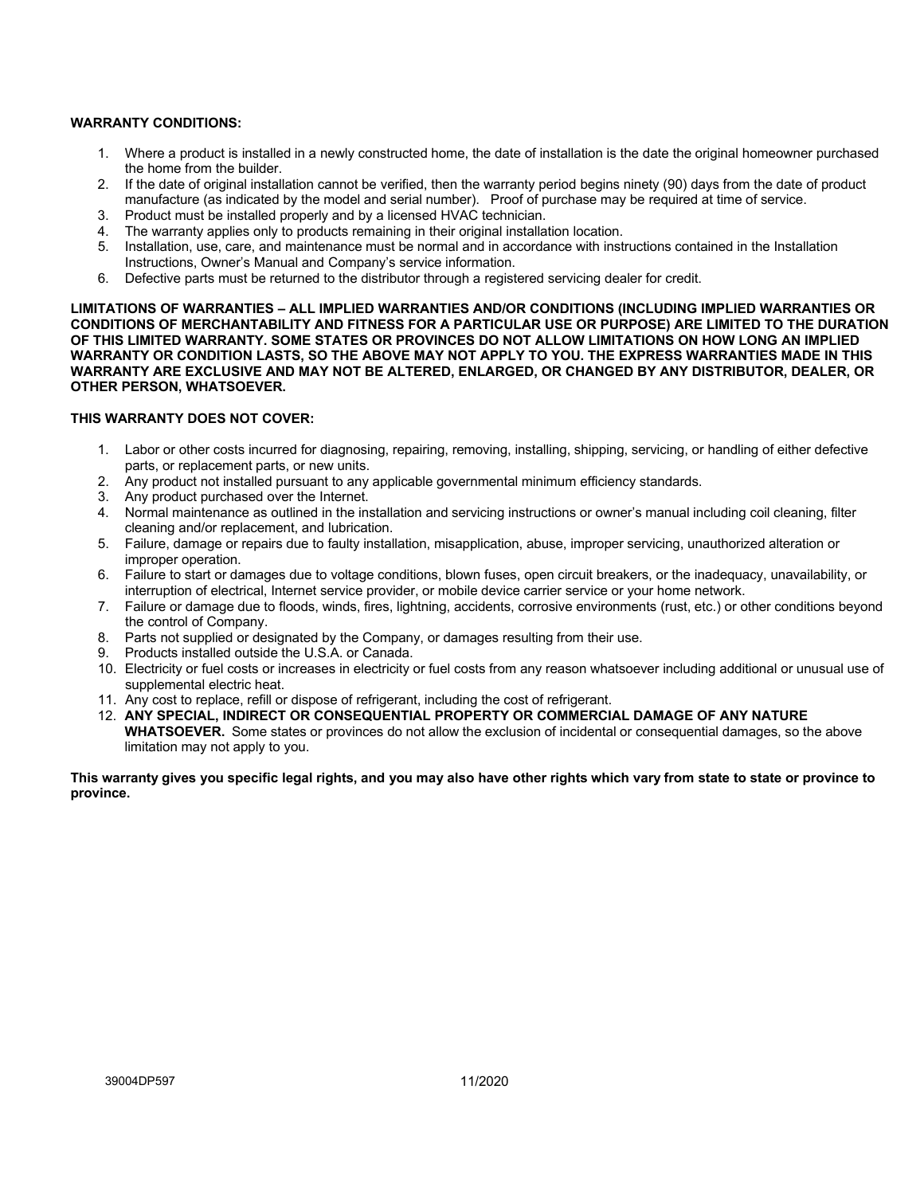**WARRANTY CONDITIONS:**

1. Where a product is installed in a newly constructed home, the date of installation is the date the original homeowner purchased the home from the builder.
2. If the date of original installation cannot be verified, then the warranty period begins ninety (90) days from the date of product manufacture (as indicated by the model and serial number). Proof of purchase may be required at time of service.
3. Product must be installed properly and by a licensed HVAC technician.
4. The warranty applies only to products remaining in their original installation location.
5. Installation, use, care, and maintenance must be normal and in accordance with instructions contained in the Installation Instructions, Owner's Manual and Company's service information.
6. Defective parts must be returned to the distributor through a registered servicing dealer for credit.

**LIMITATIONS OF WARRANTIES – ALL IMPLIED WARRANTIES AND/OR CONDITIONS (INCLUDING IMPLIED WARRANTIES OR CONDITIONS OF MERCHANTABILITY AND FITNESS FOR A PARTICULAR USE OR PURPOSE) ARE LIMITED TO THE DURATION OF THIS LIMITED WARRANTY. SOME STATES OR PROVINCES DO NOT ALLOW LIMITATIONS ON HOW LONG AN IMPLIED WARRANTY OR CONDITION LASTS, SO THE ABOVE MAY NOT APPLY TO YOU. THE EXPRESS WARRANTIES MADE IN THIS WARRANTY ARE EXCLUSIVE AND MAY NOT BE ALTERED, ENLARGED, OR CHANGED BY ANY DISTRIBUTOR, DEALER, OR OTHER PERSON, WHATSOEVER.**

**THIS WARRANTY DOES NOT COVER:**

1. Labor or other costs incurred for diagnosing, repairing, removing, installing, shipping, servicing, or handling of either defective parts, or replacement parts, or new units.
2. Any product not installed pursuant to any applicable governmental minimum efficiency standards.
3. Any product purchased over the Internet.
4. Normal maintenance as outlined in the installation and servicing instructions or owner's manual including coil cleaning, filter cleaning and/or replacement, and lubrication.
5. Failure, damage or repairs due to faulty installation, misapplication, abuse, improper servicing, unauthorized alteration or improper operation.
6. Failure to start or damages due to voltage conditions, blown fuses, open circuit breakers, or the inadequacy, unavailability, or interruption of electrical, Internet service provider, or mobile device carrier service or your home network.
7. Failure or damage due to floods, winds, fires, lightning, accidents, corrosive environments (rust, etc.) or other conditions beyond the control of Company.
8. Parts not supplied or designated by the Company, or damages resulting from their use.
9. Products installed outside the U.S.A. or Canada.
10. Electricity or fuel costs or increases in electricity or fuel costs from any reason whatsoever including additional or unusual use of supplemental electric heat.
11. Any cost to replace, refill or dispose of refrigerant, including the cost of refrigerant.
12. **ANY SPECIAL, INDIRECT OR CONSEQUENTIAL PROPERTY OR COMMERCIAL DAMAGE OF ANY NATURE WHATSOEVER.** Some states or provinces do not allow the exclusion of incidental or consequential damages, so the above limitation may not apply to you.

**This warranty gives you specific legal rights, and you may also have other rights which vary from state to state or province to province.**

39004DP597 11/2020